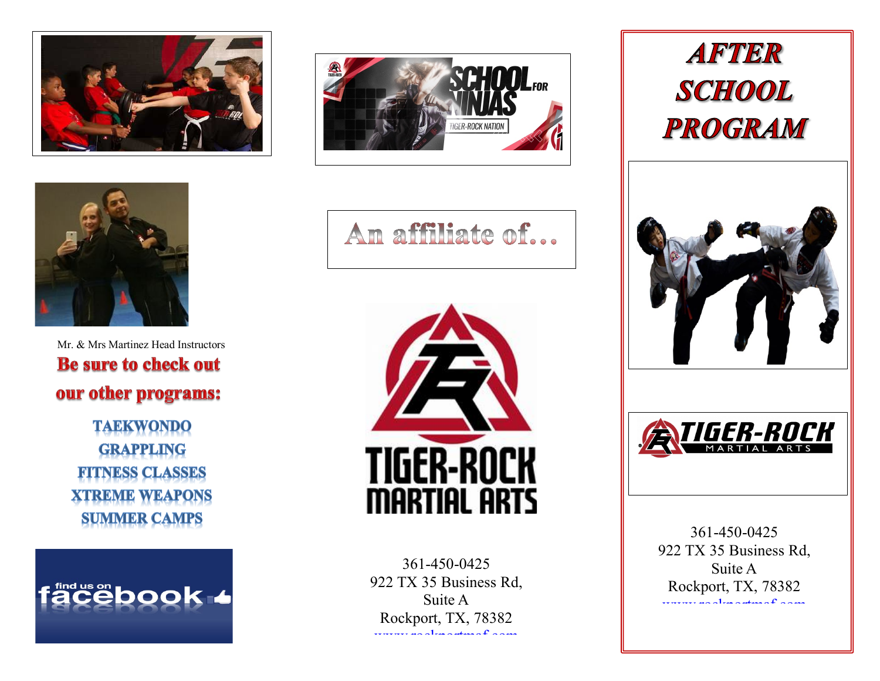Mr. & Mrs Martinez Head Instructors

## Be sure to check out our other programs:

**TAEKWONDO**

**GRAPPLING**

**FITNESS CLASSES**

**XTREME WEAPONS**

**SUMMER CAMPS**

An affiliate of…

361-450-0425
922 TX 35 Business Rd,
Suite A
Rockport, TX, 78382
www.rockportmaf.com

# AFTER SCHOOL PROGRAM

361-450-0425
922 TX 35 Business Rd,
Suite A
Rockport, TX, 78382
www.rockportmaf.com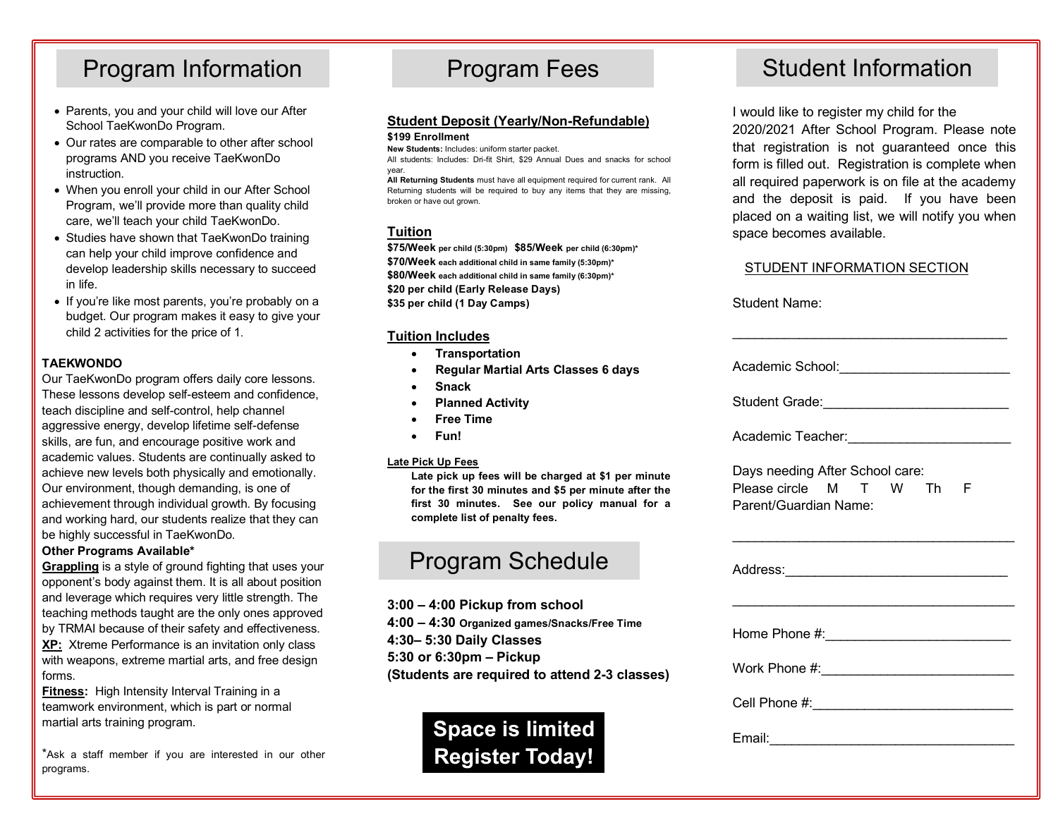## Program Information

- Parents, you and your child will love our After School TaeKwonDo Program.
- Our rates are comparable to other after school programs AND you receive TaeKwonDo instruction.
- When you enroll your child in our After School Program, we'll provide more than quality child care, we'll teach your child TaeKwonDo.
- Studies have shown that TaeKwonDo training can help your child improve confidence and develop leadership skills necessary to succeed in life.
- If you're like most parents, you're probably on a budget. Our program makes it easy to give your child 2 activities for the price of 1.

**TAEKWONDO**

Our TaeKwonDo program offers daily core lessons. These lessons develop self-esteem and confidence, teach discipline and self-control, help channel aggressive energy, develop lifetime self-defense skills, are fun, and encourage positive work and academic values. Students are continually asked to achieve new levels both physically and emotionally. Our environment, though demanding, is one of achievement through individual growth. By focusing and working hard, our students realize that they can be highly successful in TaeKwonDo.

**Other Programs Available***

**Grappling** is a style of ground fighting that uses your opponent's body against them. It is all about position and leverage which requires very little strength. The teaching methods taught are the only ones approved by TRMAI because of their safety and effectiveness.

**XP:** Xtreme Performance is an invitation only class with weapons, extreme martial arts, and free design forms.

**Fitness:** High Intensity Interval Training in a teamwork environment, which is part or normal martial arts training program.

*Ask a staff member if you are interested in our other programs.

## Program Fees

**Student Deposit (Yearly/Non-Refundable)**

**$199 Enrollment**

**New Students:** Includes: uniform starter packet.

All students: Includes: Dri-fit Shirt, $29 Annual Dues and snacks for school year.

**All Returning Students** must have all equipment required for current rank. All Returning students will be required to buy any items that they are missing, broken or have out grown.

**Tuition**

**$75/Week per child (5:30pm)** **$85/Week per child (6:30pm)***

**$70/Week each additional child in same family (5:30pm)***

**$80/Week each additional child in same family (6:30pm)***

**$20 per child (Early Release Days)**

**$35 per child (1 Day Camps)**

**Tuition Includes**

- **Transportation**
- **Regular Martial Arts Classes 6 days**
- **Snack**
- **Planned Activity**
- **Free Time**
- **Fun!**

**Late Pick Up Fees**

**Late pick up fees will be charged at $1 per minute for the first 30 minutes and $5 per minute after the first 30 minutes. See our policy manual for a complete list of penalty fees.**

## Program Schedule

**3:00 – 4:00 Pickup from school**

**4:00 – 4:30 Organized games/Snacks/Free Time**

**4:30– 5:30 Daily Classes**

**5:30 or 6:30pm – Pickup**

**(Students are required to attend 2-3 classes)**

**Space is limited**
**Register Today!**

## Student Information

I would like to register my child for the 2020/2021 After School Program. Please note that registration is not guaranteed once this form is filled out. Registration is complete when all required paperwork is on file at the academy and the deposit is paid. If you have been placed on a waiting list, we will notify you when space becomes available.

STUDENT INFORMATION SECTION

Student Name:

______________________________________

Academic School:_______________________

Student Grade:_________________________

Academic Teacher:______________________

Days needing After School care:
Please circle M T W Th F
Parent/Guardian Name:

______________________________________

Address:______________________________

______________________________________

Home Phone #:_________________________

Work Phone #:__________________________

Cell Phone #:___________________________

Email:_________________________________